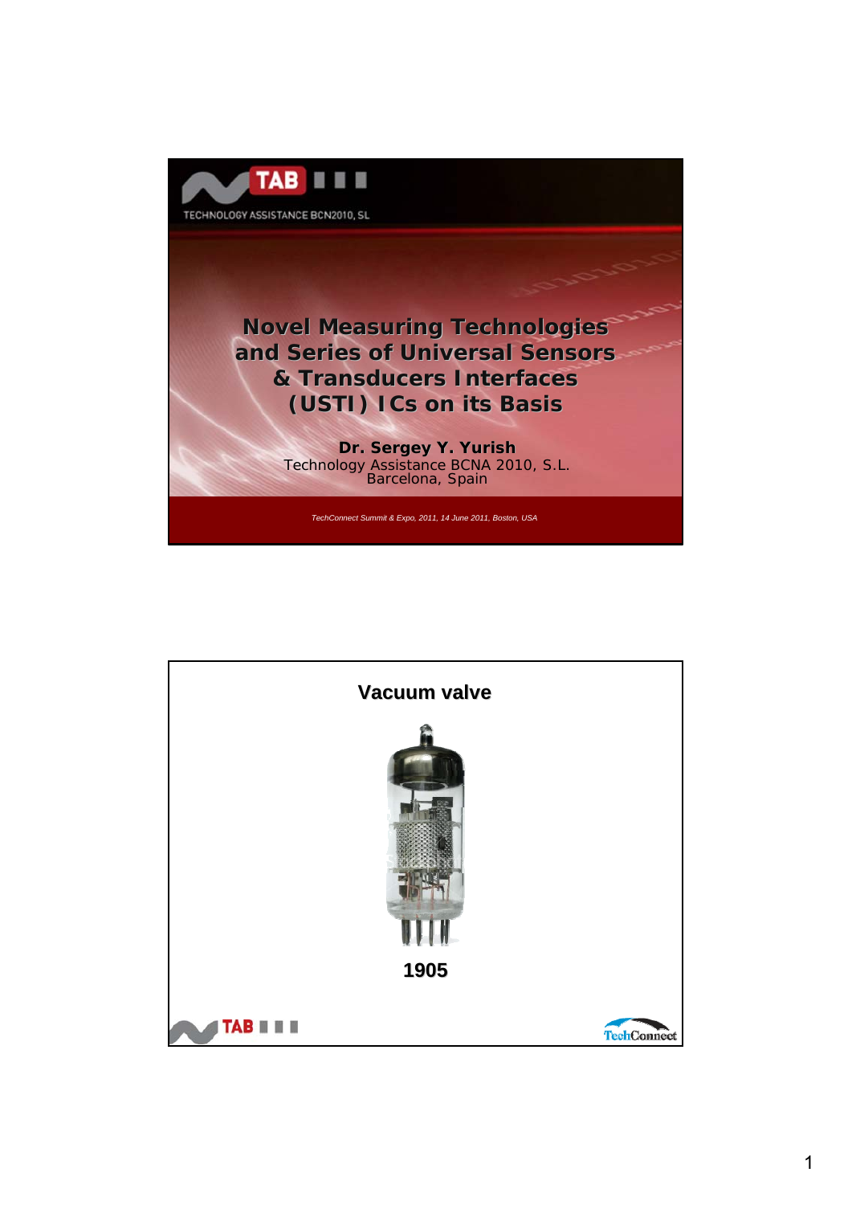TECHNOLOGY ASSISTANCE BCN2010, SL

# Novel Measuring Technologies and Series of Universal Sensors & Transducers Interfaces (USTI) ICs on its Basis

**Dr. Sergey Y. Yurish**
Technology Assistance BCNA 2010, S.L.
Barcelona, Spain

*TechConnect Summit & Expo, 2011, 14 June 2011, Boston, USA*

---

## Vacuum valve

**1905**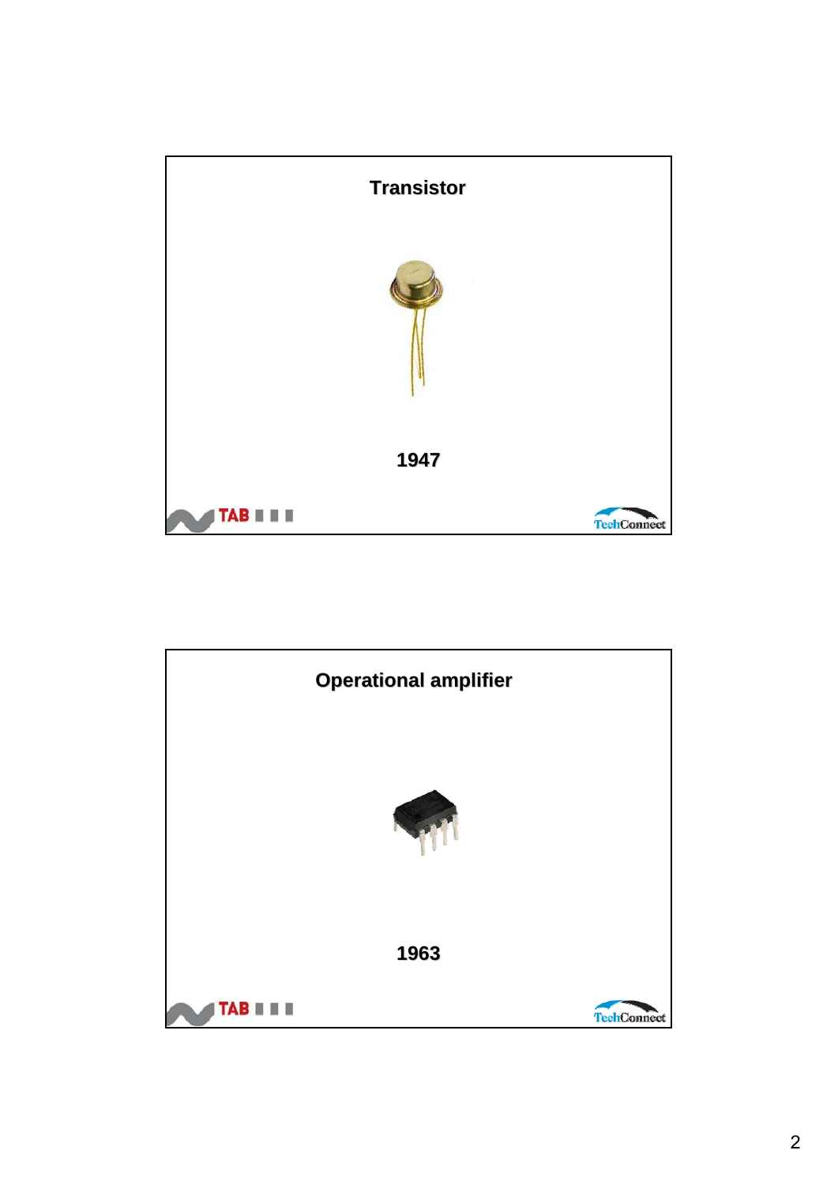## Transistor

1947

TAB

TechConnect

## Operational amplifier

1963

TAB

TechConnect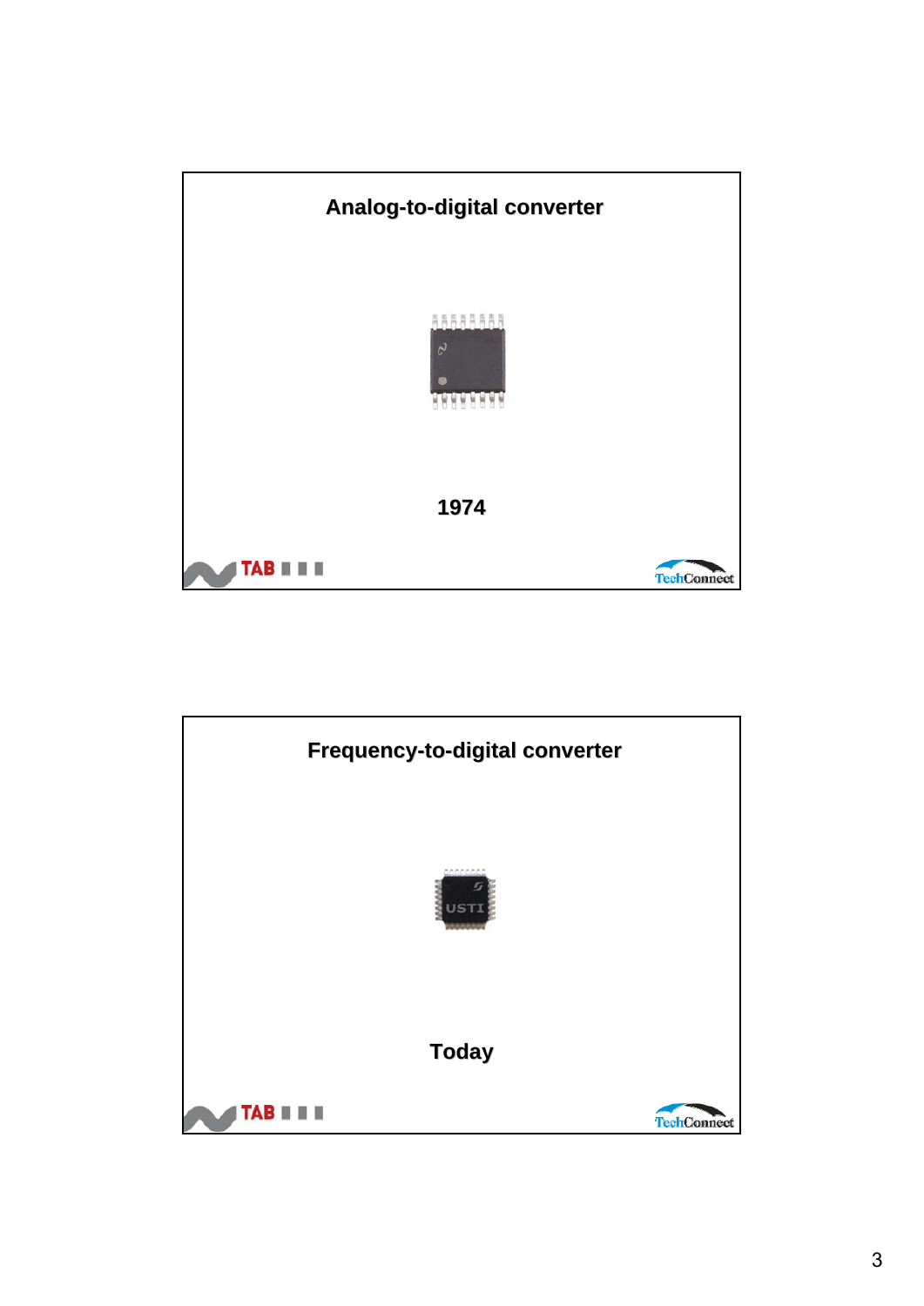## Analog-to-digital converter

1974

TAB

TechConnect

## Frequency-to-digital converter

Today

TAB

TechConnect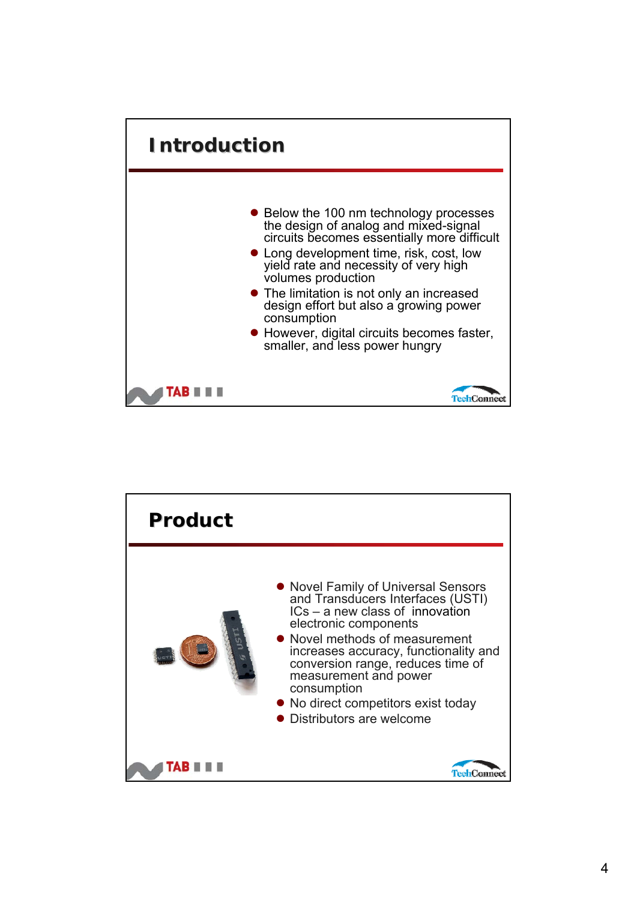# Introduction

- Below the 100 nm technology processes the design of analog and mixed-signal circuits becomes essentially more difficult
- Long development time, risk, cost, low yield rate and necessity of very high volumes production
- The limitation is not only an increased design effort but also a growing power consumption
- However, digital circuits becomes faster, smaller, and less power hungry

# Product

- Novel Family of Universal Sensors and Transducers Interfaces (USTI) ICs – a new class of innovation electronic components
- Novel methods of measurement increases accuracy, functionality and conversion range, reduces time of measurement and power consumption
- No direct competitors exist today
- Distributors are welcome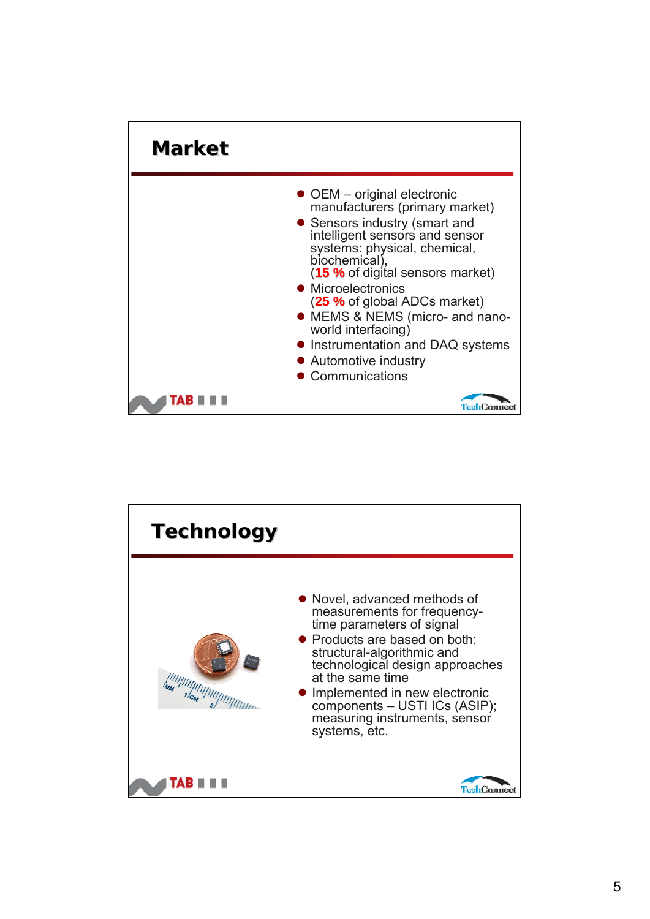## Market

- OEM – original electronic manufacturers (primary market)
- Sensors industry (smart and intelligent sensors and sensor systems: physical, chemical, biochemical), (**15 %** of digital sensors market)
- Microelectronics (**25 %** of global ADCs market)
- MEMS & NEMS (micro- and nano-world interfacing)
- Instrumentation and DAQ systems
- Automotive industry
- Communications

## Technology

- Novel, advanced methods of measurements for frequency-time parameters of signal
- Products are based on both: structural-algorithmic and technological design approaches at the same time
- Implemented in new electronic components – USTI ICs (ASIP); measuring instruments, sensor systems, etc.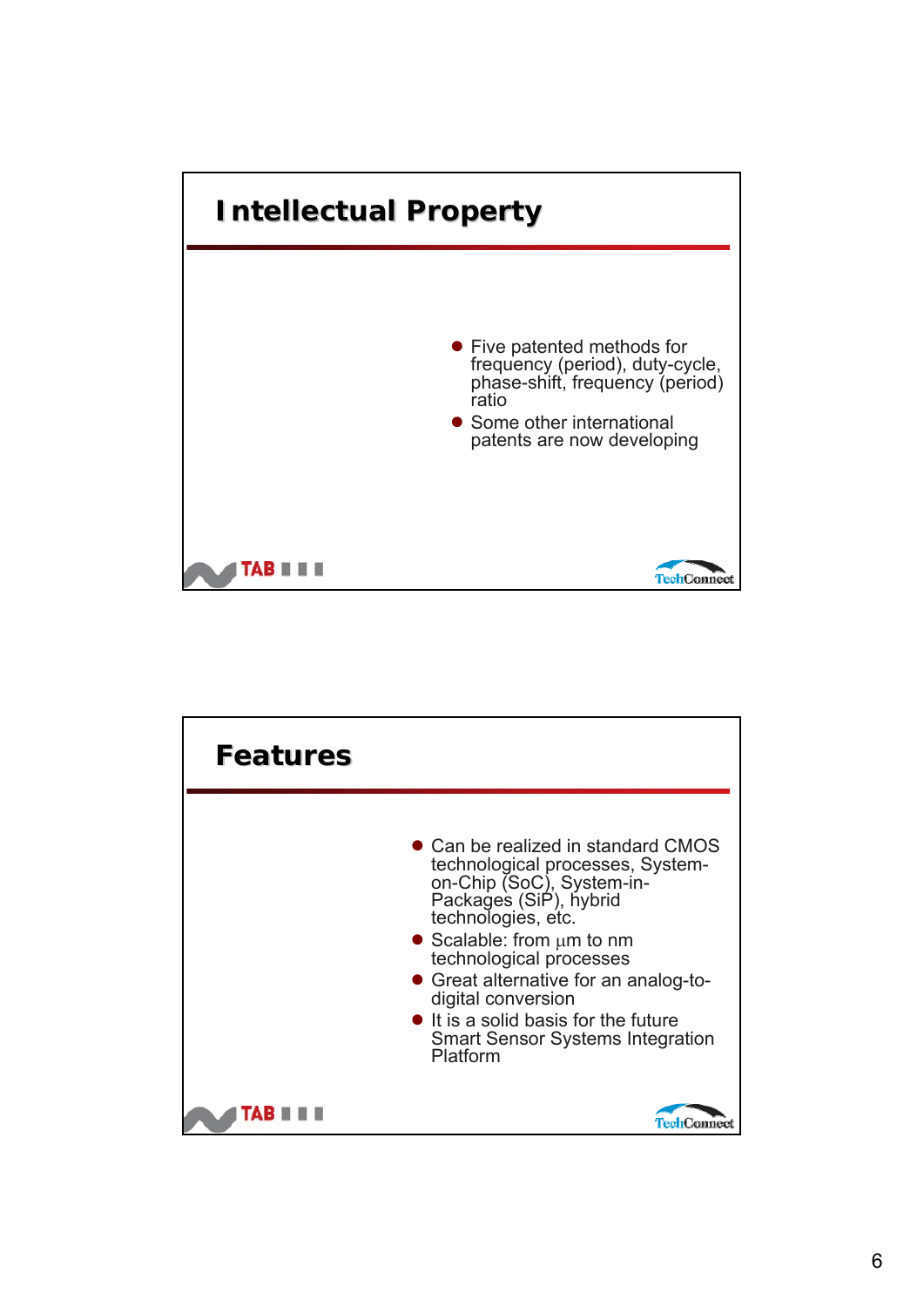## Intellectual Property

- Five patented methods for frequency (period), duty-cycle, phase-shift, frequency (period) ratio
- Some other international patents are now developing

TAB

TechConnect

## Features

- Can be realized in standard CMOS technological processes, System-on-Chip (SoC), System-in-Packages (SiP), hybrid technologies, etc.
- Scalable: from μm to nm technological processes
- Great alternative for an analog-to-digital conversion
- It is a solid basis for the future Smart Sensor Systems Integration Platform

TAB

TechConnect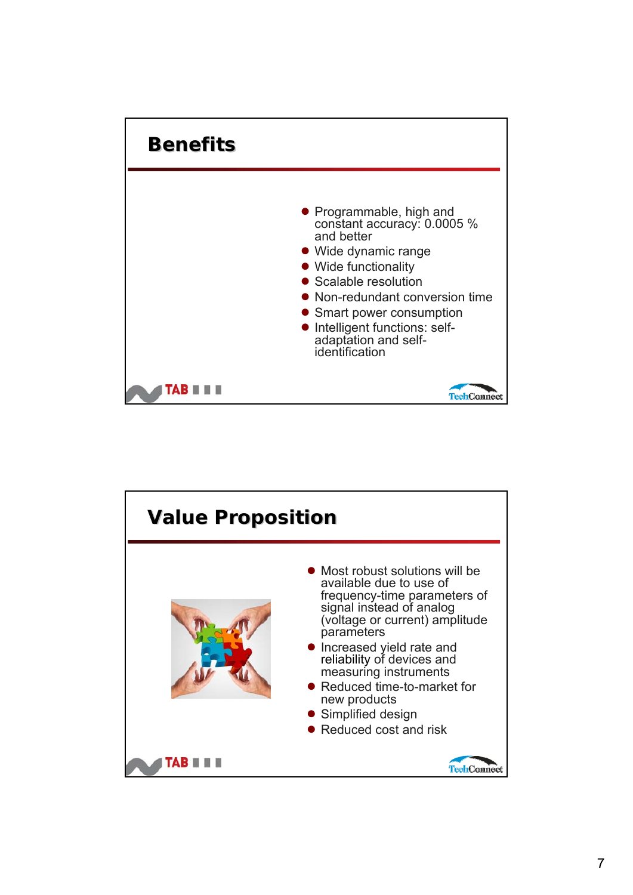## Benefits

- Programmable, high and constant accuracy: 0.0005 % and better
- Wide dynamic range
- Wide functionality
- Scalable resolution
- Non-redundant conversion time
- Smart power consumption
- Intelligent functions: self-adaptation and self-identification

## Value Proposition

- Most robust solutions will be available due to use of frequency-time parameters of signal instead of analog (voltage or current) amplitude parameters
- Increased yield rate and reliability of devices and measuring instruments
- Reduced time-to-market for new products
- Simplified design
- Reduced cost and risk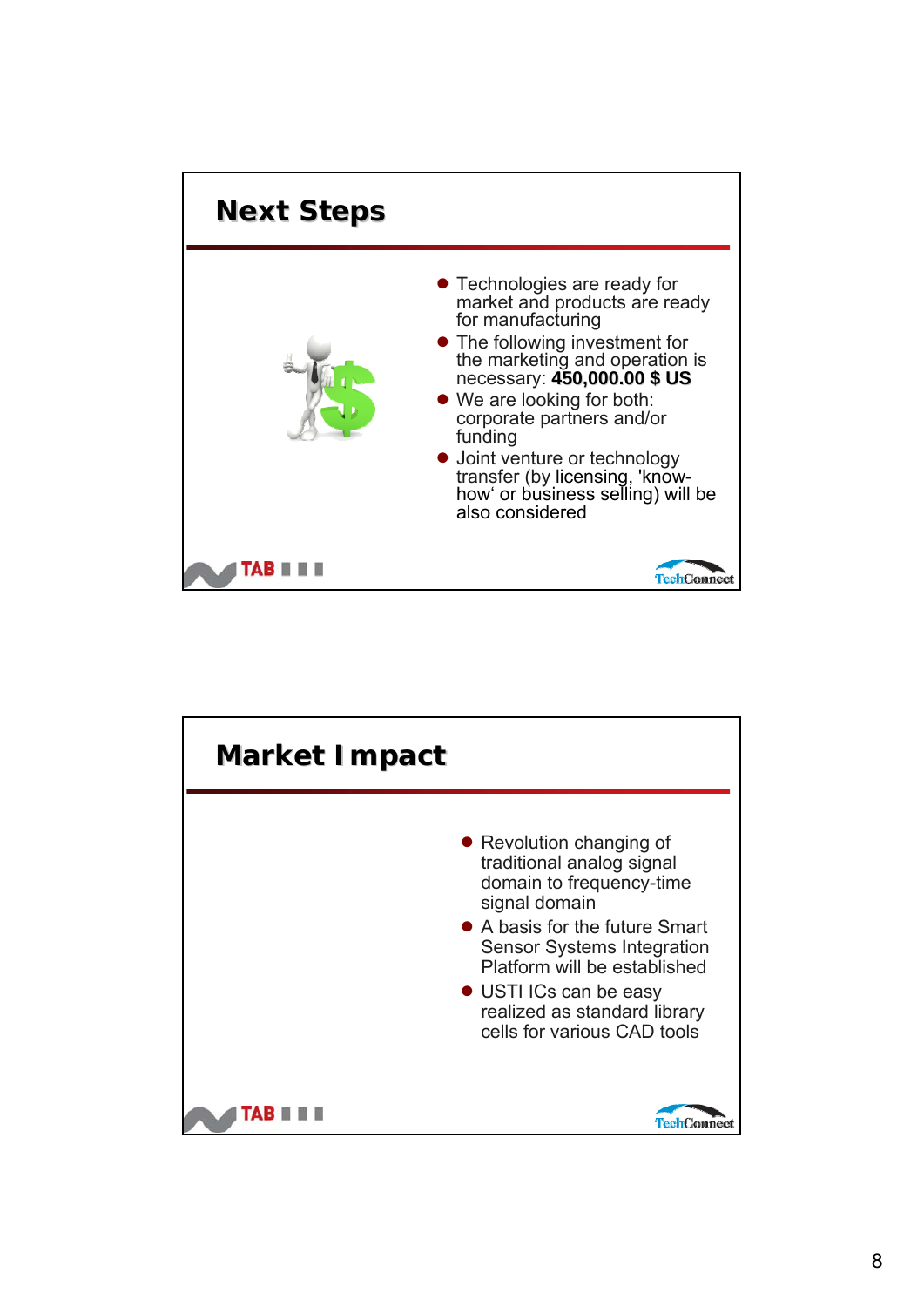## Next Steps

- Technologies are ready for market and products are ready for manufacturing
- The following investment for the marketing and operation is necessary: **450,000.00 $ US**
- We are looking for both: corporate partners and/or funding
- Joint venture or technology transfer (by licensing, 'know-how' or business selling) will be also considered

## Market Impact

- Revolution changing of traditional analog signal domain to frequency-time signal domain
- A basis for the future Smart Sensor Systems Integration Platform will be established
- USTI ICs can be easy realized as standard library cells for various CAD tools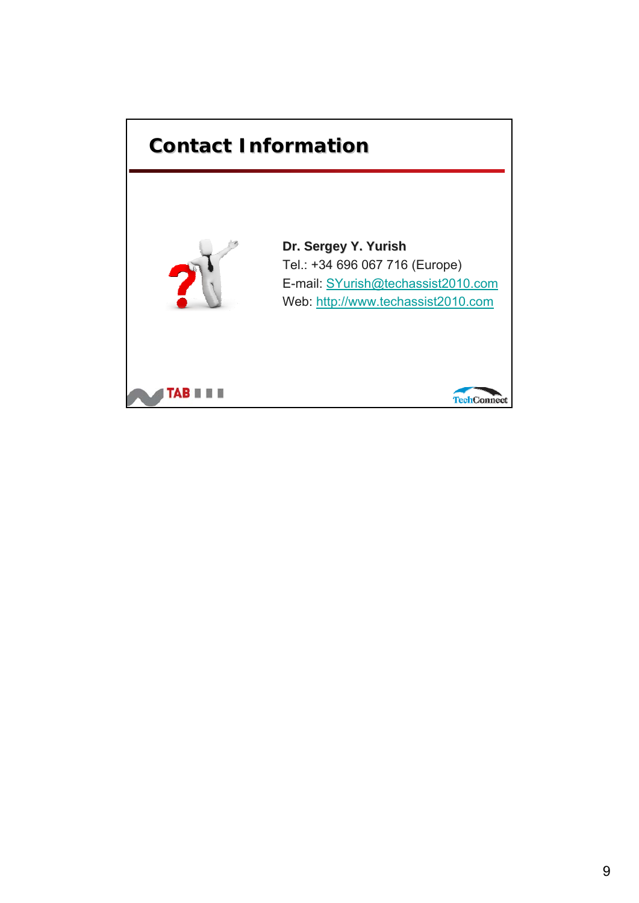## Contact Information

**Dr. Sergey Y. Yurish**
Tel.: +34 696 067 716 (Europe)
E-mail: SYurish@techassist2010.com
Web: http://www.techassist2010.com

TAB

TechConnect